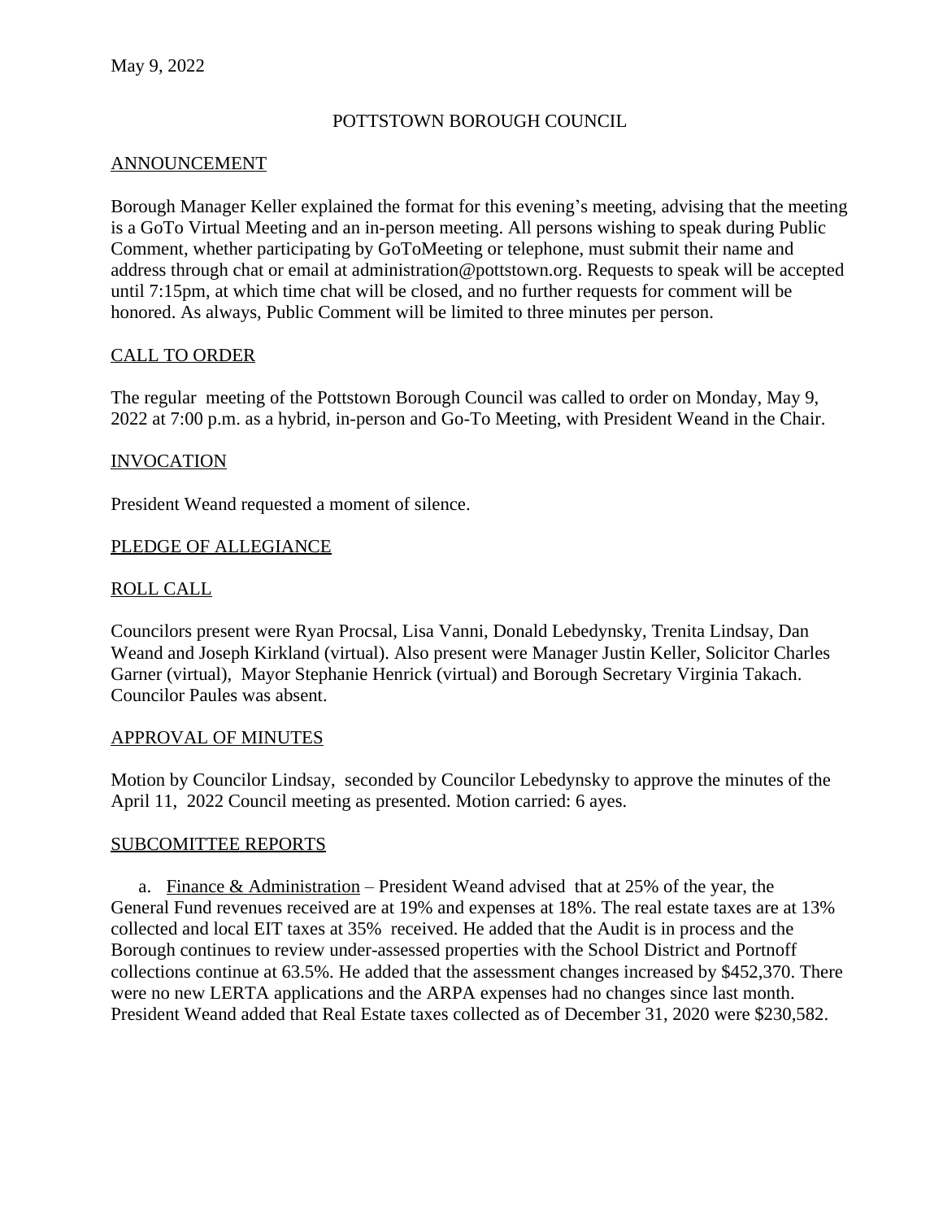May 9, 2022

# POTTSTOWN BOROUGH COUNCIL

## ANNOUNCEMENT

Borough Manager Keller explained the format for this evening's meeting, advising that the meeting is a GoTo Virtual Meeting and an in-person meeting. All persons wishing to speak during Public Comment, whether participating by GoToMeeting or telephone, must submit their name and address through chat or email at administration@pottstown.org. Requests to speak will be accepted until 7:15pm, at which time chat will be closed, and no further requests for comment will be honored. As always, Public Comment will be limited to three minutes per person.

## CALL TO ORDER

The regular meeting of the Pottstown Borough Council was called to order on Monday, May 9, 2022 at 7:00 p.m. as a hybrid, in-person and Go-To Meeting, with President Weand in the Chair.

## INVOCATION

President Weand requested a moment of silence.

## PLEDGE OF ALLEGIANCE

## ROLL CALL

Councilors present were Ryan Procsal, Lisa Vanni, Donald Lebedynsky, Trenita Lindsay, Dan Weand and Joseph Kirkland (virtual). Also present were Manager Justin Keller, Solicitor Charles Garner (virtual), Mayor Stephanie Henrick (virtual) and Borough Secretary Virginia Takach. Councilor Paules was absent.

## APPROVAL OF MINUTES

Motion by Councilor Lindsay, seconded by Councilor Lebedynsky to approve the minutes of the April 11, 2022 Council meeting as presented. Motion carried: 6 ayes.

## SUBCOMITTEE REPORTS

a. Finance & Administration – President Weand advised that at 25% of the year, the General Fund revenues received are at 19% and expenses at 18%. The real estate taxes are at 13% collected and local EIT taxes at 35% received. He added that the Audit is in process and the Borough continues to review under-assessed properties with the School District and Portnoff collections continue at 63.5%. He added that the assessment changes increased by $452,370. There were no new LERTA applications and the ARPA expenses had no changes since last month. President Weand added that Real Estate taxes collected as of December 31, 2020 were $230,582.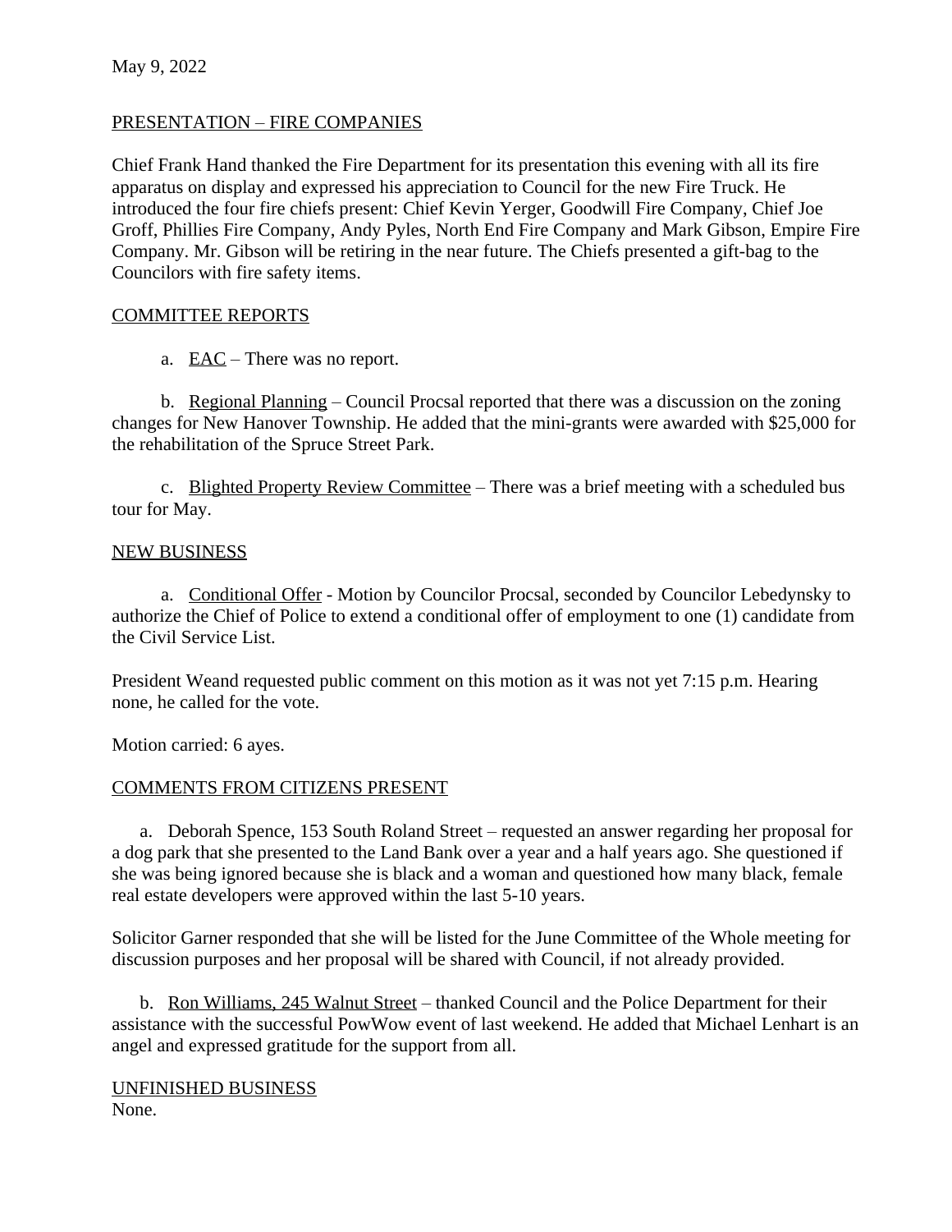May 9, 2022

PRESENTATION – FIRE COMPANIES

Chief Frank Hand thanked the Fire Department for its presentation this evening with all its fire apparatus on display and expressed his appreciation to Council for the new Fire Truck. He introduced the four fire chiefs present: Chief Kevin Yerger, Goodwill Fire Company, Chief Joe Groff, Phillies Fire Company, Andy Pyles, North End Fire Company and Mark Gibson, Empire Fire Company. Mr. Gibson will be retiring in the near future. The Chiefs presented a gift-bag to the Councilors with fire safety items.

COMMITTEE REPORTS

a. EAC – There was no report.

b. Regional Planning – Council Procsal reported that there was a discussion on the zoning changes for New Hanover Township. He added that the mini-grants were awarded with $25,000 for the rehabilitation of the Spruce Street Park.

c. Blighted Property Review Committee – There was a brief meeting with a scheduled bus tour for May.

NEW BUSINESS

a. Conditional Offer - Motion by Councilor Procsal, seconded by Councilor Lebedynsky to authorize the Chief of Police to extend a conditional offer of employment to one (1) candidate from the Civil Service List.

President Weand requested public comment on this motion as it was not yet 7:15 p.m. Hearing none, he called for the vote.

Motion carried: 6 ayes.

COMMENTS FROM CITIZENS PRESENT

a. Deborah Spence, 153 South Roland Street – requested an answer regarding her proposal for a dog park that she presented to the Land Bank over a year and a half years ago. She questioned if she was being ignored because she is black and a woman and questioned how many black, female real estate developers were approved within the last 5-10 years.

Solicitor Garner responded that she will be listed for the June Committee of the Whole meeting for discussion purposes and her proposal will be shared with Council, if not already provided.

b. Ron Williams, 245 Walnut Street – thanked Council and the Police Department for their assistance with the successful PowWow event of last weekend. He added that Michael Lenhart is an angel and expressed gratitude for the support from all.

UNFINISHED BUSINESS
None.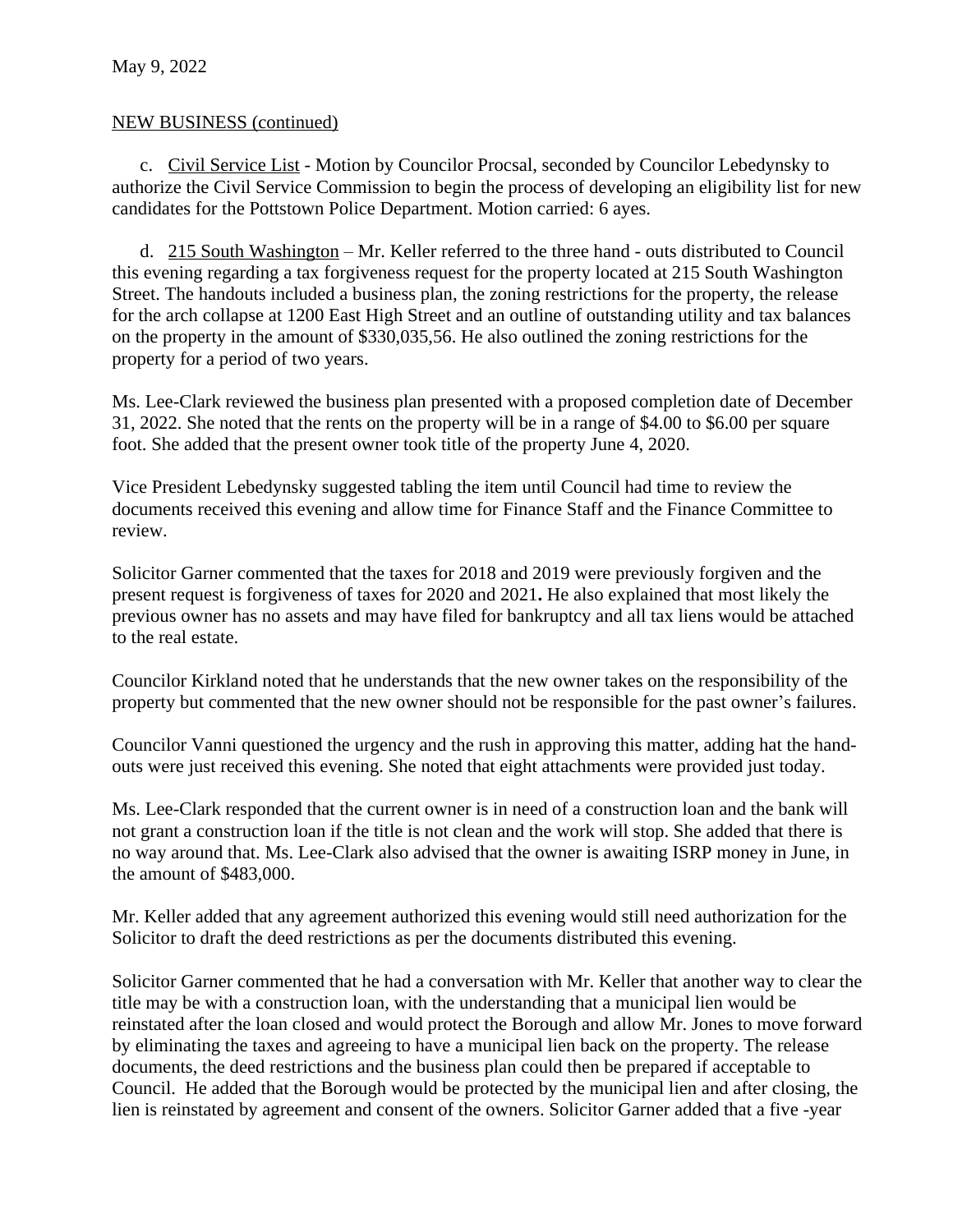May 9, 2022

NEW BUSINESS (continued)

c. Civil Service List - Motion by Councilor Procsal, seconded by Councilor Lebedynsky to authorize the Civil Service Commission to begin the process of developing an eligibility list for new candidates for the Pottstown Police Department. Motion carried: 6 ayes.

d. 215 South Washington – Mr. Keller referred to the three hand - outs distributed to Council this evening regarding a tax forgiveness request for the property located at 215 South Washington Street. The handouts included a business plan, the zoning restrictions for the property, the release for the arch collapse at 1200 East High Street and an outline of outstanding utility and tax balances on the property in the amount of $330,035,56. He also outlined the zoning restrictions for the property for a period of two years.

Ms. Lee-Clark reviewed the business plan presented with a proposed completion date of December 31, 2022. She noted that the rents on the property will be in a range of $4.00 to $6.00 per square foot. She added that the present owner took title of the property June 4, 2020.

Vice President Lebedynsky suggested tabling the item until Council had time to review the documents received this evening and allow time for Finance Staff and the Finance Committee to review.

Solicitor Garner commented that the taxes for 2018 and 2019 were previously forgiven and the present request is forgiveness of taxes for 2020 and 2021**.** He also explained that most likely the previous owner has no assets and may have filed for bankruptcy and all tax liens would be attached to the real estate.

Councilor Kirkland noted that he understands that the new owner takes on the responsibility of the property but commented that the new owner should not be responsible for the past owner's failures.

Councilor Vanni questioned the urgency and the rush in approving this matter, adding hat the hand-outs were just received this evening. She noted that eight attachments were provided just today.

Ms. Lee-Clark responded that the current owner is in need of a construction loan and the bank will not grant a construction loan if the title is not clean and the work will stop. She added that there is no way around that. Ms. Lee-Clark also advised that the owner is awaiting ISRP money in June, in the amount of $483,000.

Mr. Keller added that any agreement authorized this evening would still need authorization for the Solicitor to draft the deed restrictions as per the documents distributed this evening.

Solicitor Garner commented that he had a conversation with Mr. Keller that another way to clear the title may be with a construction loan, with the understanding that a municipal lien would be reinstated after the loan closed and would protect the Borough and allow Mr. Jones to move forward by eliminating the taxes and agreeing to have a municipal lien back on the property. The release documents, the deed restrictions and the business plan could then be prepared if acceptable to Council. He added that the Borough would be protected by the municipal lien and after closing, the lien is reinstated by agreement and consent of the owners. Solicitor Garner added that a five -year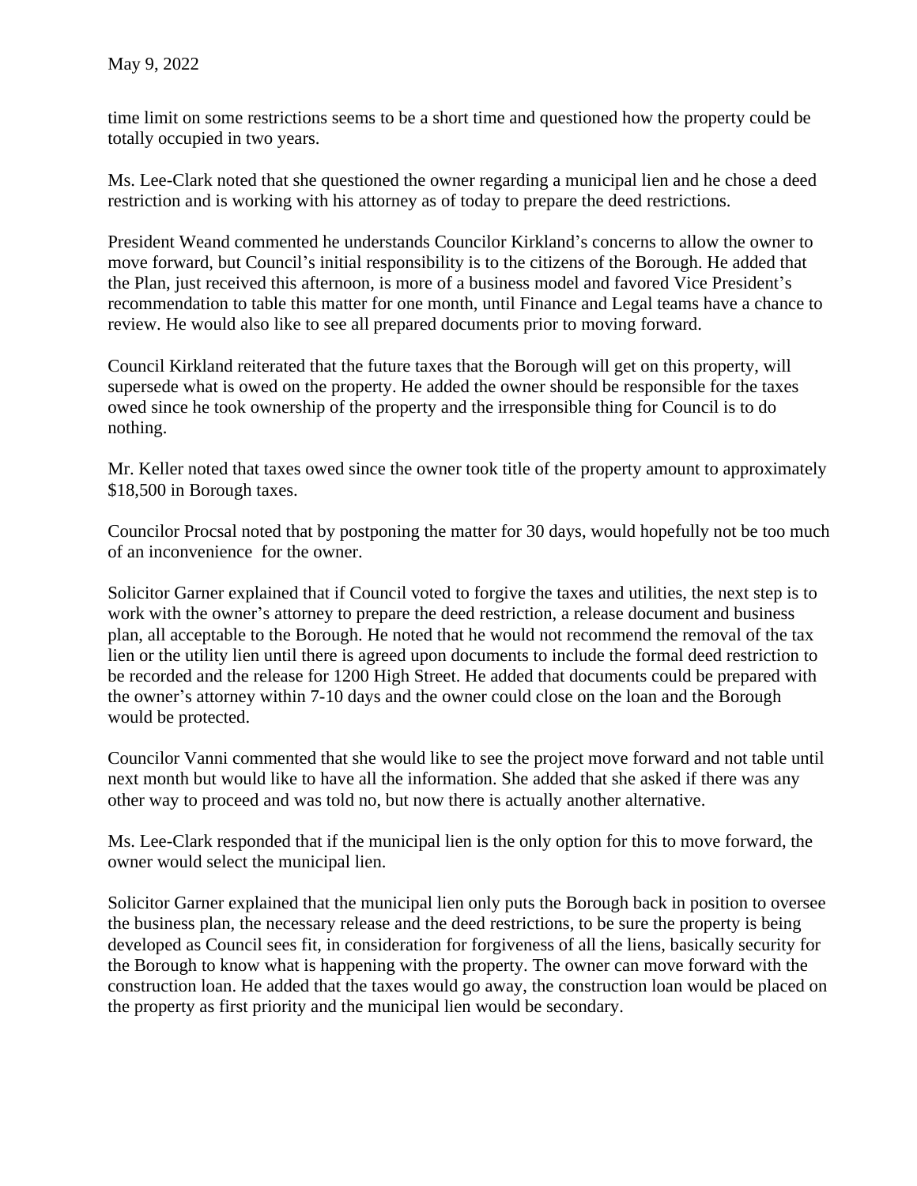time limit on some restrictions seems to be a short time and questioned how the property could be totally occupied in two years.

Ms. Lee-Clark noted that she questioned the owner regarding a municipal lien and he chose a deed restriction and is working with his attorney as of today to prepare the deed restrictions.

President Weand commented he understands Councilor Kirkland's concerns to allow the owner to move forward, but Council's initial responsibility is to the citizens of the Borough. He added that the Plan, just received this afternoon, is more of a business model and favored Vice President's recommendation to table this matter for one month, until Finance and Legal teams have a chance to review. He would also like to see all prepared documents prior to moving forward.

Council Kirkland reiterated that the future taxes that the Borough will get on this property, will supersede what is owed on the property. He added the owner should be responsible for the taxes owed since he took ownership of the property and the irresponsible thing for Council is to do nothing.

Mr. Keller noted that taxes owed since the owner took title of the property amount to approximately $18,500 in Borough taxes.

Councilor Procsal noted that by postponing the matter for 30 days, would hopefully not be too much of an inconvenience for the owner.

Solicitor Garner explained that if Council voted to forgive the taxes and utilities, the next step is to work with the owner's attorney to prepare the deed restriction, a release document and business plan, all acceptable to the Borough. He noted that he would not recommend the removal of the tax lien or the utility lien until there is agreed upon documents to include the formal deed restriction to be recorded and the release for 1200 High Street. He added that documents could be prepared with the owner's attorney within 7-10 days and the owner could close on the loan and the Borough would be protected.

Councilor Vanni commented that she would like to see the project move forward and not table until next month but would like to have all the information. She added that she asked if there was any other way to proceed and was told no, but now there is actually another alternative.

Ms. Lee-Clark responded that if the municipal lien is the only option for this to move forward, the owner would select the municipal lien.

Solicitor Garner explained that the municipal lien only puts the Borough back in position to oversee the business plan, the necessary release and the deed restrictions, to be sure the property is being developed as Council sees fit, in consideration for forgiveness of all the liens, basically security for the Borough to know what is happening with the property. The owner can move forward with the construction loan. He added that the taxes would go away, the construction loan would be placed on the property as first priority and the municipal lien would be secondary.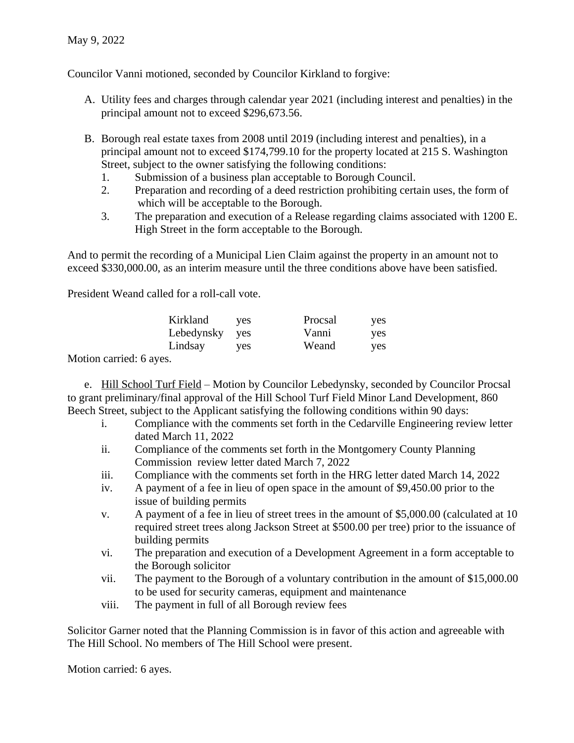May 9, 2022

Councilor Vanni motioned, seconded by Councilor Kirkland to forgive:

A. Utility fees and charges through calendar year 2021 (including interest and penalties) in the principal amount not to exceed $296,673.56.

B. Borough real estate taxes from 2008 until 2019 (including interest and penalties), in a principal amount not to exceed $174,799.10 for the property located at 215 S. Washington Street, subject to the owner satisfying the following conditions:
   1. Submission of a business plan acceptable to Borough Council.
   2. Preparation and recording of a deed restriction prohibiting certain uses, the form of which will be acceptable to the Borough.
   3. The preparation and execution of a Release regarding claims associated with 1200 E. High Street in the form acceptable to the Borough.

And to permit the recording of a Municipal Lien Claim against the property in an amount not to exceed $330,000.00, as an interim measure until the three conditions above have been satisfied.

President Weand called for a roll-call vote.

| | | | |
|---|---|---|---|
| Kirkland | yes | Procsal | yes |
| Lebedynsky | yes | Vanni | yes |
| Lindsay | yes | Weand | yes |

Motion carried: 6 ayes.

e. Hill School Turf Field – Motion by Councilor Lebedynsky, seconded by Councilor Procsal to grant preliminary/final approval of the Hill School Turf Field Minor Land Development, 860 Beech Street, subject to the Applicant satisfying the following conditions within 90 days:

i. Compliance with the comments set forth in the Cedarville Engineering review letter dated March 11, 2022
ii. Compliance of the comments set forth in the Montgomery County Planning Commission review letter dated March 7, 2022
iii. Compliance with the comments set forth in the HRG letter dated March 14, 2022
iv. A payment of a fee in lieu of open space in the amount of $9,450.00 prior to the issue of building permits
v. A payment of a fee in lieu of street trees in the amount of $5,000.00 (calculated at 10 required street trees along Jackson Street at $500.00 per tree) prior to the issuance of building permits
vi. The preparation and execution of a Development Agreement in a form acceptable to the Borough solicitor
vii. The payment to the Borough of a voluntary contribution in the amount of $15,000.00 to be used for security cameras, equipment and maintenance
viii. The payment in full of all Borough review fees

Solicitor Garner noted that the Planning Commission is in favor of this action and agreeable with The Hill School. No members of The Hill School were present.

Motion carried: 6 ayes.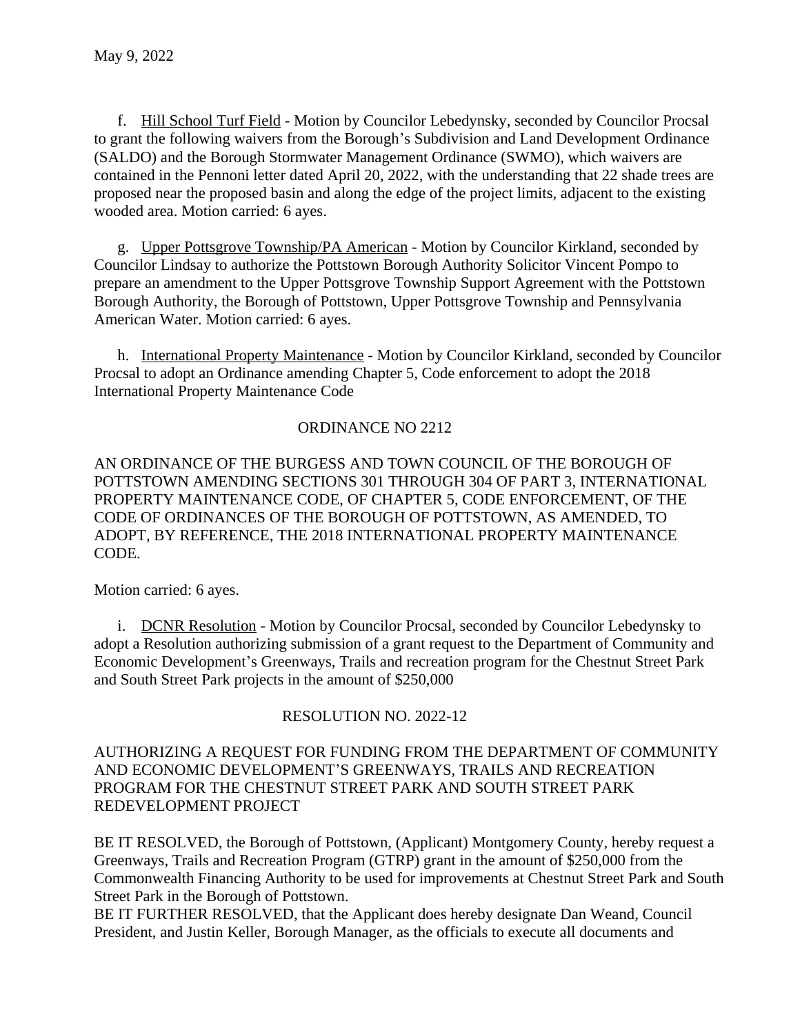May 9, 2022

f. Hill School Turf Field - Motion by Councilor Lebedynsky, seconded by Councilor Procsal to grant the following waivers from the Borough's Subdivision and Land Development Ordinance (SALDO) and the Borough Stormwater Management Ordinance (SWMO), which waivers are contained in the Pennoni letter dated April 20, 2022, with the understanding that 22 shade trees are proposed near the proposed basin and along the edge of the project limits, adjacent to the existing wooded area. Motion carried: 6 ayes.

g. Upper Pottsgrove Township/PA American - Motion by Councilor Kirkland, seconded by Councilor Lindsay to authorize the Pottstown Borough Authority Solicitor Vincent Pompo to prepare an amendment to the Upper Pottsgrove Township Support Agreement with the Pottstown Borough Authority, the Borough of Pottstown, Upper Pottsgrove Township and Pennsylvania American Water. Motion carried: 6 ayes.

h. International Property Maintenance - Motion by Councilor Kirkland, seconded by Councilor Procsal to adopt an Ordinance amending Chapter 5, Code enforcement to adopt the 2018 International Property Maintenance Code

ORDINANCE NO 2212

AN ORDINANCE OF THE BURGESS AND TOWN COUNCIL OF THE BOROUGH OF POTTSTOWN AMENDING SECTIONS 301 THROUGH 304 OF PART 3, INTERNATIONAL PROPERTY MAINTENANCE CODE, OF CHAPTER 5, CODE ENFORCEMENT, OF THE CODE OF ORDINANCES OF THE BOROUGH OF POTTSTOWN, AS AMENDED, TO ADOPT, BY REFERENCE, THE 2018 INTERNATIONAL PROPERTY MAINTENANCE CODE.

Motion carried: 6 ayes.

i. DCNR Resolution - Motion by Councilor Procsal, seconded by Councilor Lebedynsky to adopt a Resolution authorizing submission of a grant request to the Department of Community and Economic Development's Greenways, Trails and recreation program for the Chestnut Street Park and South Street Park projects in the amount of $250,000

RESOLUTION NO. 2022-12

AUTHORIZING A REQUEST FOR FUNDING FROM THE DEPARTMENT OF COMMUNITY AND ECONOMIC DEVELOPMENT'S GREENWAYS, TRAILS AND RECREATION PROGRAM FOR THE CHESTNUT STREET PARK AND SOUTH STREET PARK REDEVELOPMENT PROJECT

BE IT RESOLVED, the Borough of Pottstown, (Applicant) Montgomery County, hereby request a Greenways, Trails and Recreation Program (GTRP) grant in the amount of $250,000 from the Commonwealth Financing Authority to be used for improvements at Chestnut Street Park and South Street Park in the Borough of Pottstown.
BE IT FURTHER RESOLVED, that the Applicant does hereby designate Dan Weand, Council President, and Justin Keller, Borough Manager, as the officials to execute all documents and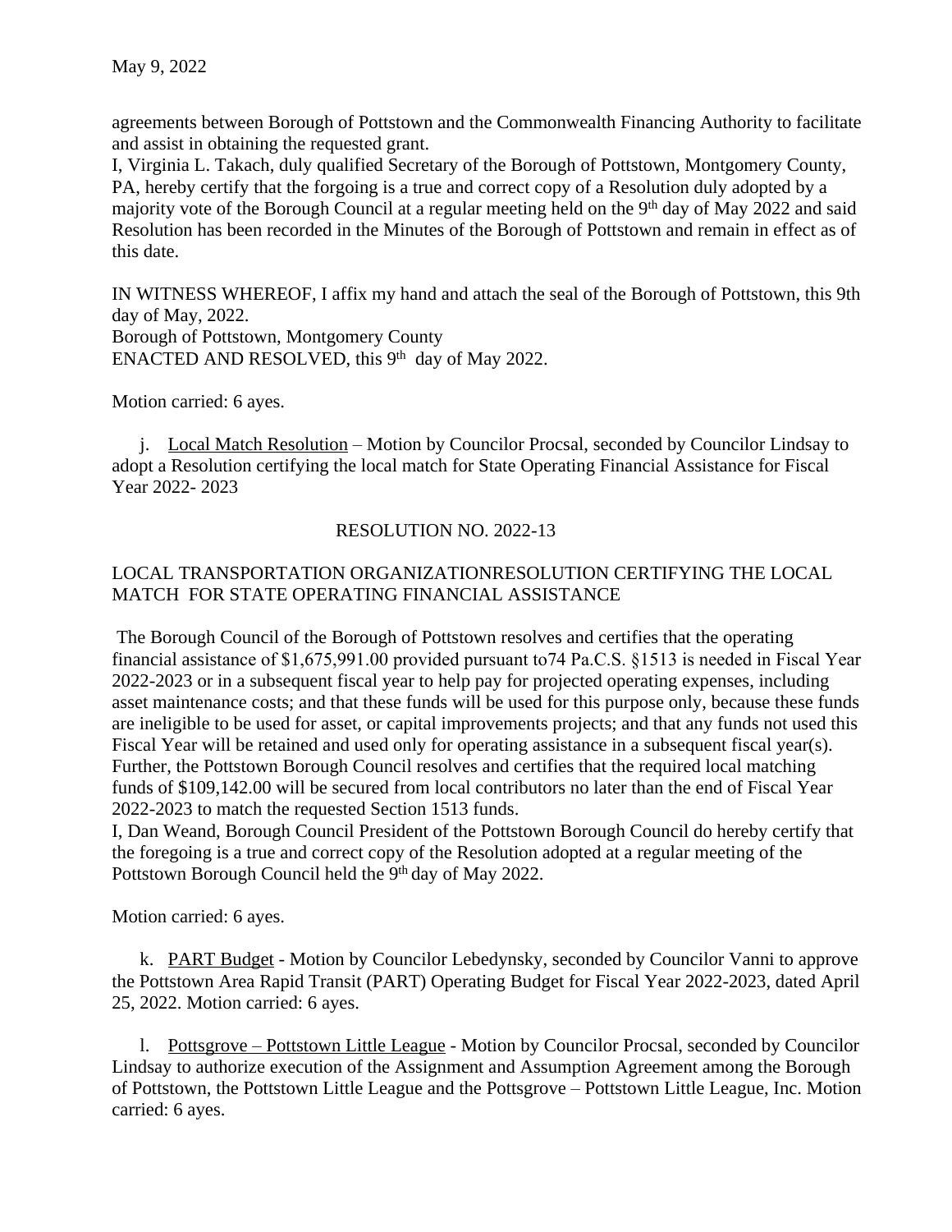agreements between Borough of Pottstown and the Commonwealth Financing Authority to facilitate and assist in obtaining the requested grant.

I, Virginia L. Takach, duly qualified Secretary of the Borough of Pottstown, Montgomery County, PA, hereby certify that the forgoing is a true and correct copy of a Resolution duly adopted by a majority vote of the Borough Council at a regular meeting held on the 9th day of May 2022 and said Resolution has been recorded in the Minutes of the Borough of Pottstown and remain in effect as of this date.

IN WITNESS WHEREOF, I affix my hand and attach the seal of the Borough of Pottstown, this 9th day of May, 2022.
Borough of Pottstown, Montgomery County
ENACTED AND RESOLVED, this 9th day of May 2022.

Motion carried: 6 ayes.

j. Local Match Resolution – Motion by Councilor Procsal, seconded by Councilor Lindsay to adopt a Resolution certifying the local match for State Operating Financial Assistance for Fiscal Year 2022- 2023

RESOLUTION NO. 2022-13

LOCAL TRANSPORTATION ORGANIZATIONRESOLUTION CERTIFYING THE LOCAL MATCH FOR STATE OPERATING FINANCIAL ASSISTANCE

The Borough Council of the Borough of Pottstown resolves and certifies that the operating financial assistance of $1,675,991.00 provided pursuant to74 Pa.C.S. §1513 is needed in Fiscal Year 2022-2023 or in a subsequent fiscal year to help pay for projected operating expenses, including asset maintenance costs; and that these funds will be used for this purpose only, because these funds are ineligible to be used for asset, or capital improvements projects; and that any funds not used this Fiscal Year will be retained and used only for operating assistance in a subsequent fiscal year(s). Further, the Pottstown Borough Council resolves and certifies that the required local matching funds of $109,142.00 will be secured from local contributors no later than the end of Fiscal Year 2022-2023 to match the requested Section 1513 funds.

I, Dan Weand, Borough Council President of the Pottstown Borough Council do hereby certify that the foregoing is a true and correct copy of the Resolution adopted at a regular meeting of the Pottstown Borough Council held the 9th day of May 2022.

Motion carried: 6 ayes.

k. PART Budget - Motion by Councilor Lebedynsky, seconded by Councilor Vanni to approve the Pottstown Area Rapid Transit (PART) Operating Budget for Fiscal Year 2022-2023, dated April 25, 2022. Motion carried: 6 ayes.

l. Pottsgrove – Pottstown Little League - Motion by Councilor Procsal, seconded by Councilor Lindsay to authorize execution of the Assignment and Assumption Agreement among the Borough of Pottstown, the Pottstown Little League and the Pottsgrove – Pottstown Little League, Inc. Motion carried: 6 ayes.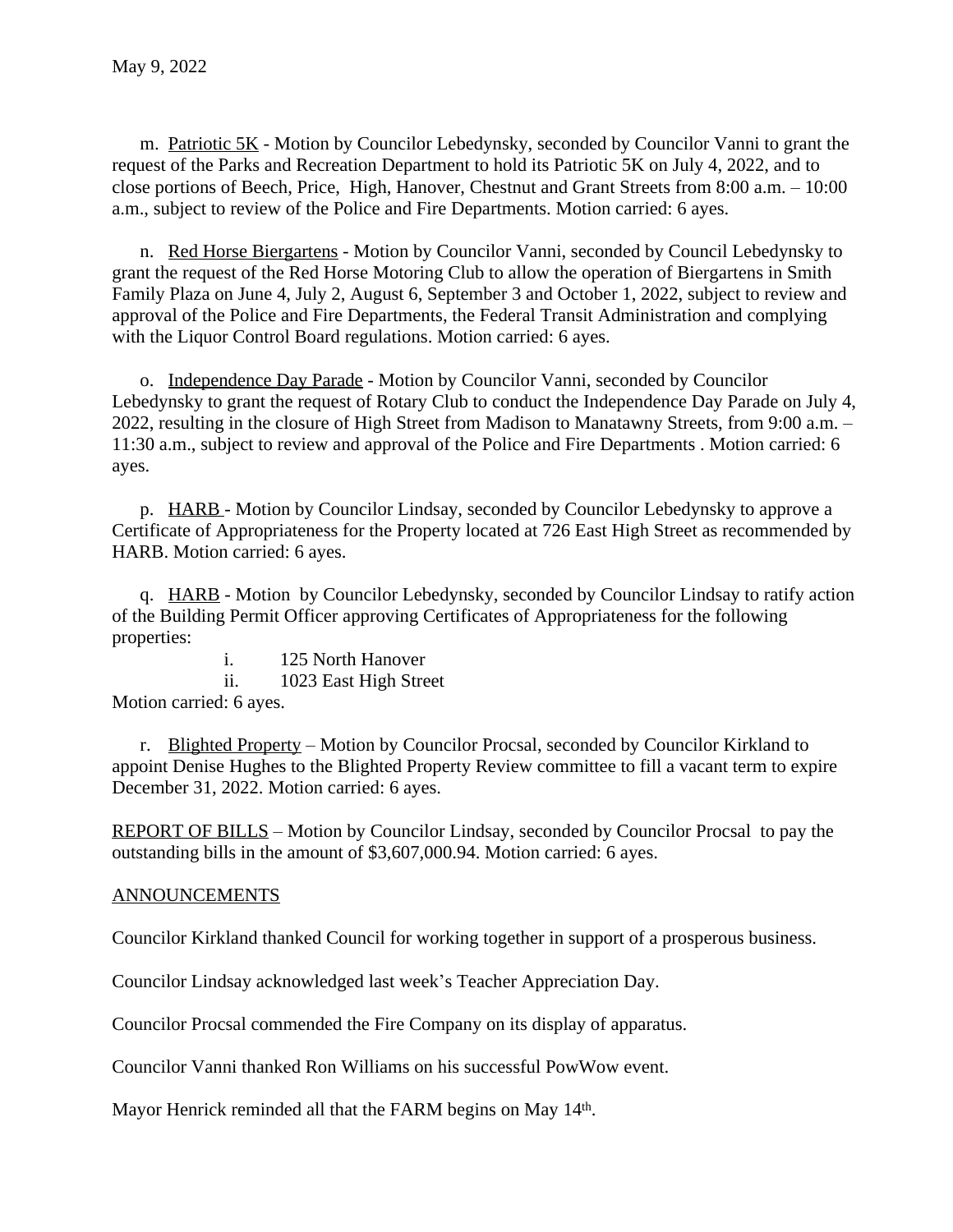May 9, 2022

m. Patriotic 5K - Motion by Councilor Lebedynsky, seconded by Councilor Vanni to grant the request of the Parks and Recreation Department to hold its Patriotic 5K on July 4, 2022, and to close portions of Beech, Price, High, Hanover, Chestnut and Grant Streets from 8:00 a.m. – 10:00 a.m., subject to review of the Police and Fire Departments. Motion carried: 6 ayes.

n. Red Horse Biergartens - Motion by Councilor Vanni, seconded by Council Lebedynsky to grant the request of the Red Horse Motoring Club to allow the operation of Biergartens in Smith Family Plaza on June 4, July 2, August 6, September 3 and October 1, 2022, subject to review and approval of the Police and Fire Departments, the Federal Transit Administration and complying with the Liquor Control Board regulations. Motion carried: 6 ayes.

o. Independence Day Parade - Motion by Councilor Vanni, seconded by Councilor Lebedynsky to grant the request of Rotary Club to conduct the Independence Day Parade on July 4, 2022, resulting in the closure of High Street from Madison to Manatawny Streets, from 9:00 a.m. – 11:30 a.m., subject to review and approval of the Police and Fire Departments . Motion carried: 6 ayes.

p. HARB - Motion by Councilor Lindsay, seconded by Councilor Lebedynsky to approve a Certificate of Appropriateness for the Property located at 726 East High Street as recommended by HARB. Motion carried: 6 ayes.

q. HARB - Motion by Councilor Lebedynsky, seconded by Councilor Lindsay to ratify action of the Building Permit Officer approving Certificates of Appropriateness for the following properties:

i. 125 North Hanover
ii. 1023 East High Street

Motion carried: 6 ayes.

r. Blighted Property – Motion by Councilor Procsal, seconded by Councilor Kirkland to appoint Denise Hughes to the Blighted Property Review committee to fill a vacant term to expire December 31, 2022. Motion carried: 6 ayes.

REPORT OF BILLS – Motion by Councilor Lindsay, seconded by Councilor Procsal to pay the outstanding bills in the amount of $3,607,000.94. Motion carried: 6 ayes.

ANNOUNCEMENTS

Councilor Kirkland thanked Council for working together in support of a prosperous business.

Councilor Lindsay acknowledged last week's Teacher Appreciation Day.

Councilor Procsal commended the Fire Company on its display of apparatus.

Councilor Vanni thanked Ron Williams on his successful PowWow event.

Mayor Henrick reminded all that the FARM begins on May 14th.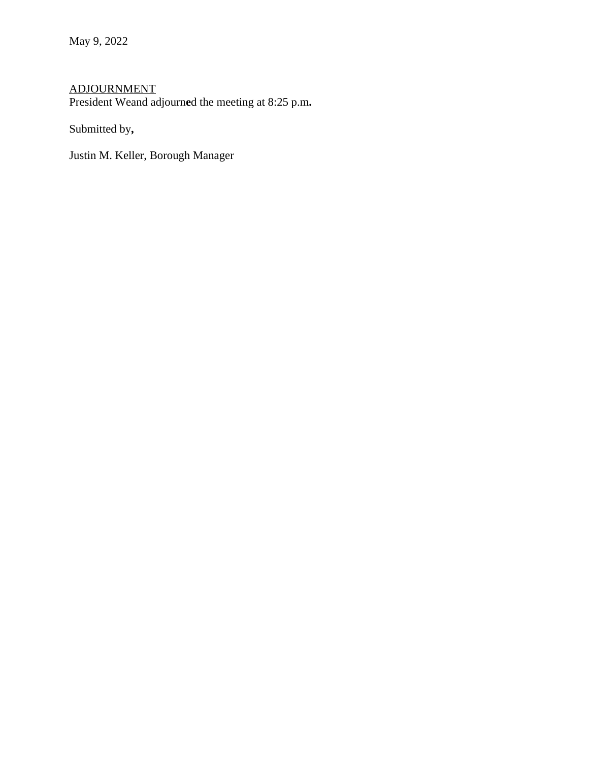ADJOURNMENT

President Weand adjourned the meeting at 8:25 p.m.

Submitted by,

Justin M. Keller, Borough Manager